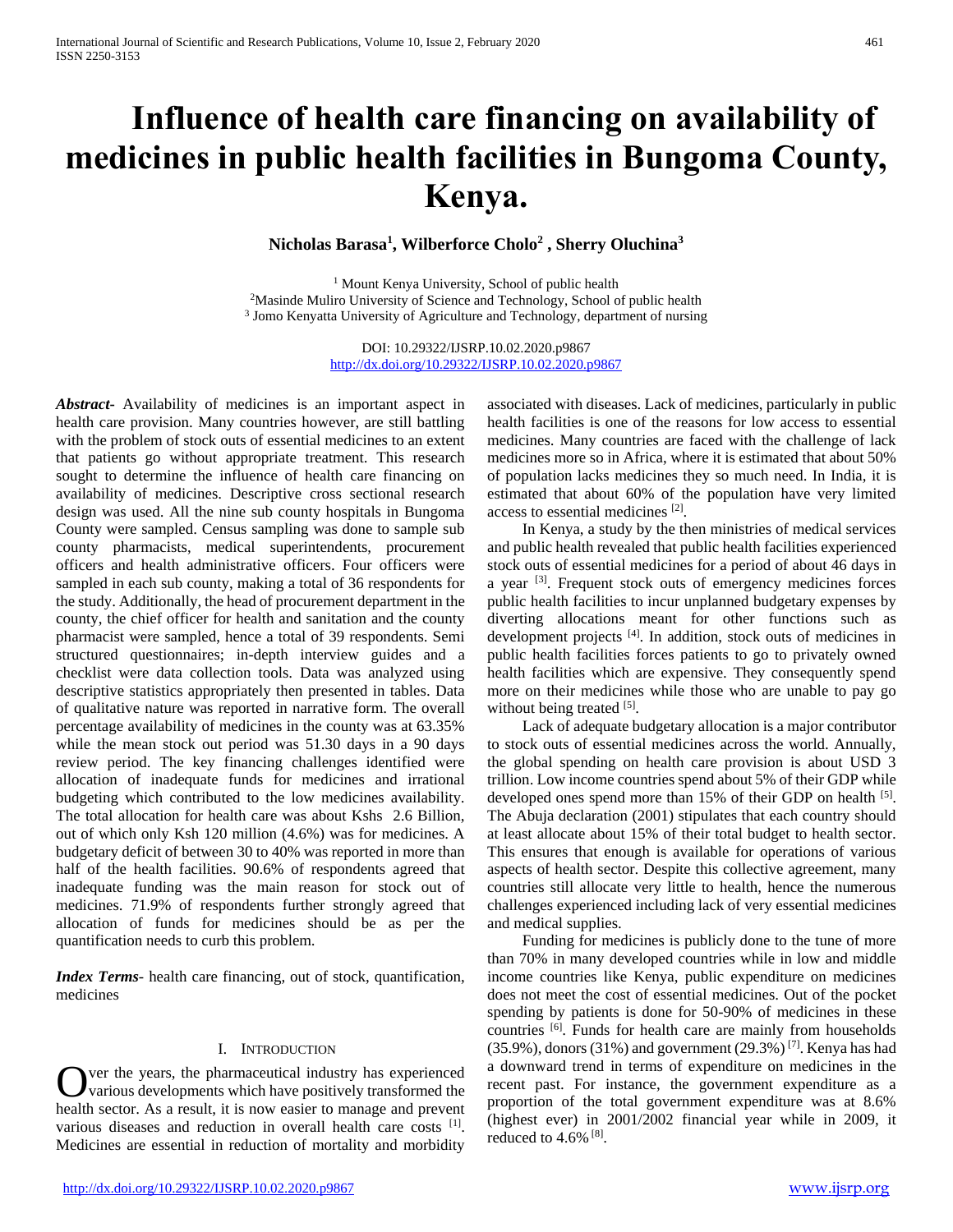# Influence of health care financing on availability of medicines in public health facilities in Bungoma County, Kenya.

**Nicholas Barasa[1], Wilberforce Cholo[2], Sherry Oluchina[3]**

[1] Mount Kenya University, School of public health
[2]Masinde Muliro University of Science and Technology, School of public health
[3] Jomo Kenyatta University of Agriculture and Technology, department of nursing

DOI: 10.29322/IJSRP.10.02.2020.p9867
http://dx.doi.org/10.29322/IJSRP.10.02.2020.p9867

***Abstract*-** Availability of medicines is an important aspect in health care provision. Many countries however, are still battling with the problem of stock outs of essential medicines to an extent that patients go without appropriate treatment. This research sought to determine the influence of health care financing on availability of medicines. Descriptive cross sectional research design was used. All the nine sub county hospitals in Bungoma County were sampled. Census sampling was done to sample sub county pharmacists, medical superintendents, procurement officers and health administrative officers. Four officers were sampled in each sub county, making a total of 36 respondents for the study. Additionally, the head of procurement department in the county, the chief officer for health and sanitation and the county pharmacist were sampled, hence a total of 39 respondents. Semi structured questionnaires; in-depth interview guides and a checklist were data collection tools. Data was analyzed using descriptive statistics appropriately then presented in tables. Data of qualitative nature was reported in narrative form. The overall percentage availability of medicines in the county was at 63.35% while the mean stock out period was 51.30 days in a 90 days review period. The key financing challenges identified were allocation of inadequate funds for medicines and irrational budgeting which contributed to the low medicines availability. The total allocation for health care was about Kshs 2.6 Billion, out of which only Ksh 120 million (4.6%) was for medicines. A budgetary deficit of between 30 to 40% was reported in more than half of the health facilities. 90.6% of respondents agreed that inadequate funding was the main reason for stock out of medicines. 71.9% of respondents further strongly agreed that allocation of funds for medicines should be as per the quantification needs to curb this problem.

***Index Terms*-** health care financing, out of stock, quantification, medicines

## I. Introduction

Over the years, the pharmaceutical industry has experienced various developments which have positively transformed the health sector. As a result, it is now easier to manage and prevent various diseases and reduction in overall health care costs [1]. Medicines are essential in reduction of mortality and morbidity associated with diseases. Lack of medicines, particularly in public health facilities is one of the reasons for low access to essential medicines. Many countries are faced with the challenge of lack medicines more so in Africa, where it is estimated that about 50% of population lacks medicines they so much need. In India, it is estimated that about 60% of the population have very limited access to essential medicines [2].

In Kenya, a study by the then ministries of medical services and public health revealed that public health facilities experienced stock outs of essential medicines for a period of about 46 days in a year [3]. Frequent stock outs of emergency medicines forces public health facilities to incur unplanned budgetary expenses by diverting allocations meant for other functions such as development projects [4]. In addition, stock outs of medicines in public health facilities forces patients to go to privately owned health facilities which are expensive. They consequently spend more on their medicines while those who are unable to pay go without being treated [5].

Lack of adequate budgetary allocation is a major contributor to stock outs of essential medicines across the world. Annually, the global spending on health care provision is about USD 3 trillion. Low income countries spend about 5% of their GDP while developed ones spend more than 15% of their GDP on health [5]. The Abuja declaration (2001) stipulates that each country should at least allocate about 15% of their total budget to health sector. This ensures that enough is available for operations of various aspects of health sector. Despite this collective agreement, many countries still allocate very little to health, hence the numerous challenges experienced including lack of very essential medicines and medical supplies.

Funding for medicines is publicly done to the tune of more than 70% in many developed countries while in low and middle income countries like Kenya, public expenditure on medicines does not meet the cost of essential medicines. Out of the pocket spending by patients is done for 50-90% of medicines in these countries [6]. Funds for health care are mainly from households (35.9%), donors (31%) and government (29.3%) [7]. Kenya has had a downward trend in terms of expenditure on medicines in the recent past. For instance, the government expenditure as a proportion of the total government expenditure was at 8.6% (highest ever) in 2001/2002 financial year while in 2009, it reduced to 4.6% [8].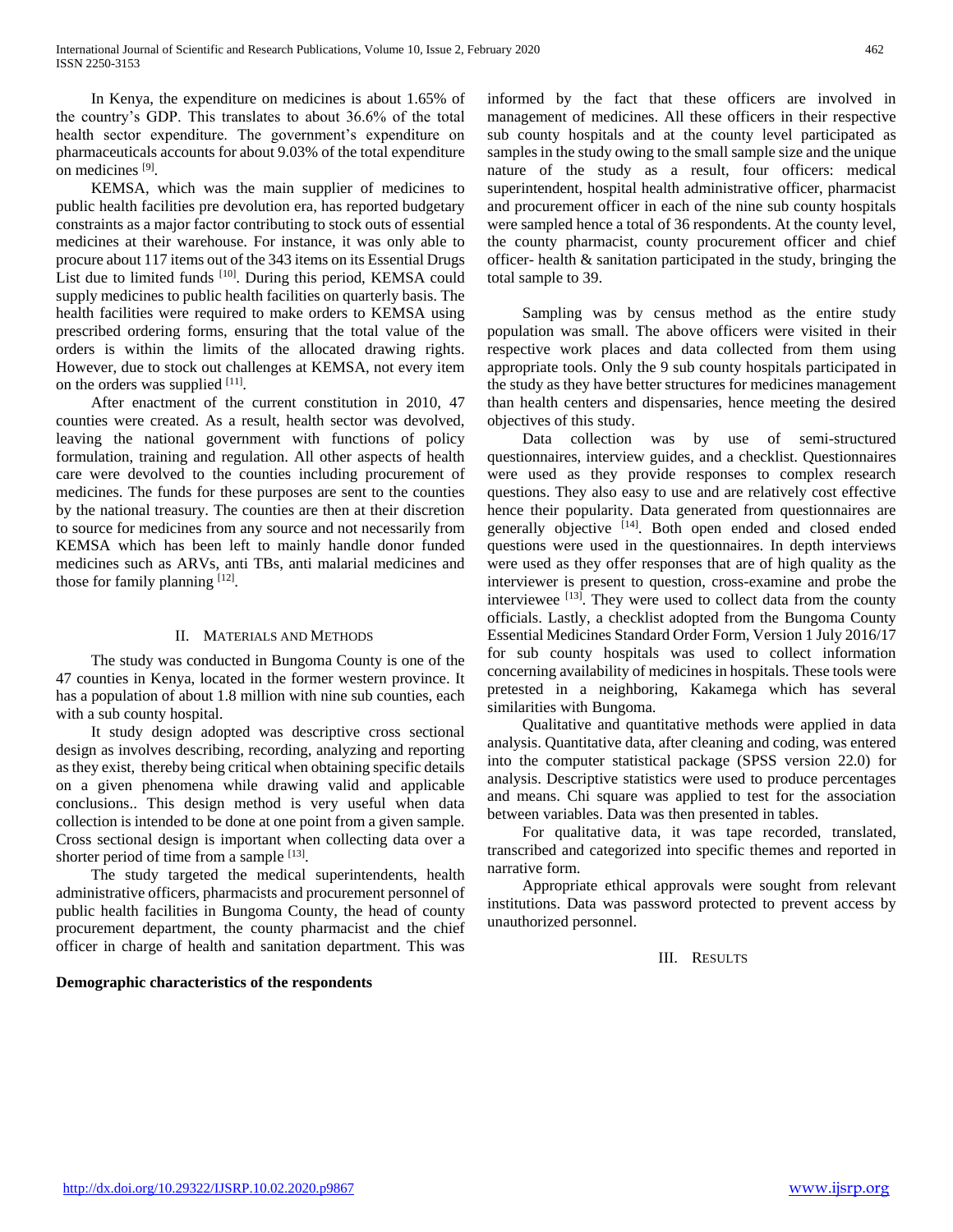In Kenya, the expenditure on medicines is about 1.65% of the country's GDP. This translates to about 36.6% of the total health sector expenditure. The government's expenditure on pharmaceuticals accounts for about 9.03% of the total expenditure on medicines [9].

KEMSA, which was the main supplier of medicines to public health facilities pre devolution era, has reported budgetary constraints as a major factor contributing to stock outs of essential medicines at their warehouse. For instance, it was only able to procure about 117 items out of the 343 items on its Essential Drugs List due to limited funds [10]. During this period, KEMSA could supply medicines to public health facilities on quarterly basis. The health facilities were required to make orders to KEMSA using prescribed ordering forms, ensuring that the total value of the orders is within the limits of the allocated drawing rights. However, due to stock out challenges at KEMSA, not every item on the orders was supplied [11].

After enactment of the current constitution in 2010, 47 counties were created. As a result, health sector was devolved, leaving the national government with functions of policy formulation, training and regulation. All other aspects of health care were devolved to the counties including procurement of medicines. The funds for these purposes are sent to the counties by the national treasury. The counties are then at their discretion to source for medicines from any source and not necessarily from KEMSA which has been left to mainly handle donor funded medicines such as ARVs, anti TBs, anti malarial medicines and those for family planning [12].

## II. Materials and Methods

The study was conducted in Bungoma County is one of the 47 counties in Kenya, located in the former western province. It has a population of about 1.8 million with nine sub counties, each with a sub county hospital.

It study design adopted was descriptive cross sectional design as involves describing, recording, analyzing and reporting as they exist, thereby being critical when obtaining specific details on a given phenomena while drawing valid and applicable conclusions.. This design method is very useful when data collection is intended to be done at one point from a given sample. Cross sectional design is important when collecting data over a shorter period of time from a sample [13].

The study targeted the medical superintendents, health administrative officers, pharmacists and procurement personnel of public health facilities in Bungoma County, the head of county procurement department, the county pharmacist and the chief officer in charge of health and sanitation department. This was informed by the fact that these officers are involved in management of medicines. All these officers in their respective sub county hospitals and at the county level participated as samples in the study owing to the small sample size and the unique nature of the study as a result, four officers: medical superintendent, hospital health administrative officer, pharmacist and procurement officer in each of the nine sub county hospitals were sampled hence a total of 36 respondents. At the county level, the county pharmacist, county procurement officer and chief officer- health & sanitation participated in the study, bringing the total sample to 39.

Sampling was by census method as the entire study population was small. The above officers were visited in their respective work places and data collected from them using appropriate tools. Only the 9 sub county hospitals participated in the study as they have better structures for medicines management than health centers and dispensaries, hence meeting the desired objectives of this study.

Data collection was by use of semi-structured questionnaires, interview guides, and a checklist. Questionnaires were used as they provide responses to complex research questions. They also easy to use and are relatively cost effective hence their popularity. Data generated from questionnaires are generally objective [14]. Both open ended and closed ended questions were used in the questionnaires. In depth interviews were used as they offer responses that are of high quality as the interviewer is present to question, cross-examine and probe the interviewee [13]. They were used to collect data from the county officials. Lastly, a checklist adopted from the Bungoma County Essential Medicines Standard Order Form, Version 1 July 2016/17 for sub county hospitals was used to collect information concerning availability of medicines in hospitals. These tools were pretested in a neighboring, Kakamega which has several similarities with Bungoma.

Qualitative and quantitative methods were applied in data analysis. Quantitative data, after cleaning and coding, was entered into the computer statistical package (SPSS version 22.0) for analysis. Descriptive statistics were used to produce percentages and means. Chi square was applied to test for the association between variables. Data was then presented in tables.

For qualitative data, it was tape recorded, translated, transcribed and categorized into specific themes and reported in narrative form.

Appropriate ethical approvals were sought from relevant institutions. Data was password protected to prevent access by unauthorized personnel.

## III. Results

**Demographic characteristics of the respondents**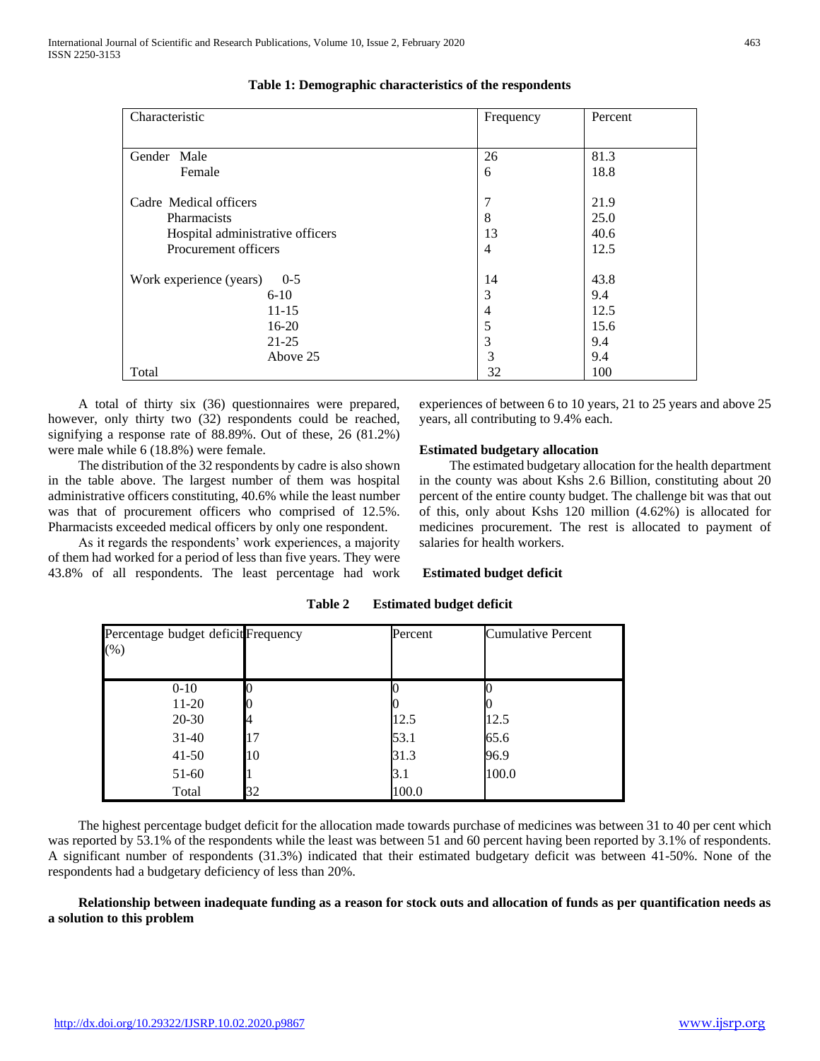**Table 1: Demographic characteristics of the respondents**

| Characteristic | Frequency | Percent |
|---|---|---|
| Gender Male | 26 | 81.3 |
| Female | 6 | 18.8 |
| Cadre Medical officers | 7 | 21.9 |
| Pharmacists | 8 | 25.0 |
| Hospital administrative officers | 13 | 40.6 |
| Procurement officers | 4 | 12.5 |
| Work experience (years) 0-5 | 14 | 43.8 |
| 6-10 | 3 | 9.4 |
| 11-15 | 4 | 12.5 |
| 16-20 | 5 | 15.6 |
| 21-25 | 3 | 9.4 |
| Above 25 | 3 | 9.4 |
| Total | 32 | 100 |

A total of thirty six (36) questionnaires were prepared, however, only thirty two (32) respondents could be reached, signifying a response rate of 88.89%. Out of these, 26 (81.2%) were male while 6 (18.8%) were female.

The distribution of the 32 respondents by cadre is also shown in the table above. The largest number of them was hospital administrative officers constituting, 40.6% while the least number was that of procurement officers who comprised of 12.5%. Pharmacists exceeded medical officers by only one respondent.

As it regards the respondents' work experiences, a majority of them had worked for a period of less than five years. They were 43.8% of all respondents. The least percentage had work experiences of between 6 to 10 years, 21 to 25 years and above 25 years, all contributing to 9.4% each.

**Estimated budgetary allocation**

The estimated budgetary allocation for the health department in the county was about Kshs 2.6 Billion, constituting about 20 percent of the entire county budget. The challenge bit was that out of this, only about Kshs 120 million (4.62%) is allocated for medicines procurement. The rest is allocated to payment of salaries for health workers.

**Estimated budget deficit**

**Table 2 Estimated budget deficit**

| Percentage budget deficit (%) | Frequency | Percent | Cumulative Percent |
|---|---|---|---|
| 0-10 | 0 | 0 | 0 |
| 11-20 | 0 | 0 | 0 |
| 20-30 | 4 | 12.5 | 12.5 |
| 31-40 | 17 | 53.1 | 65.6 |
| 41-50 | 10 | 31.3 | 96.9 |
| 51-60 | 1 | 3.1 | 100.0 |
| Total | 32 | 100.0 | |

The highest percentage budget deficit for the allocation made towards purchase of medicines was between 31 to 40 per cent which was reported by 53.1% of the respondents while the least was between 51 and 60 percent having been reported by 3.1% of respondents. A significant number of respondents (31.3%) indicated that their estimated budgetary deficit was between 41-50%. None of the respondents had a budgetary deficiency of less than 20%.

**Relationship between inadequate funding as a reason for stock outs and allocation of funds as per quantification needs as a solution to this problem**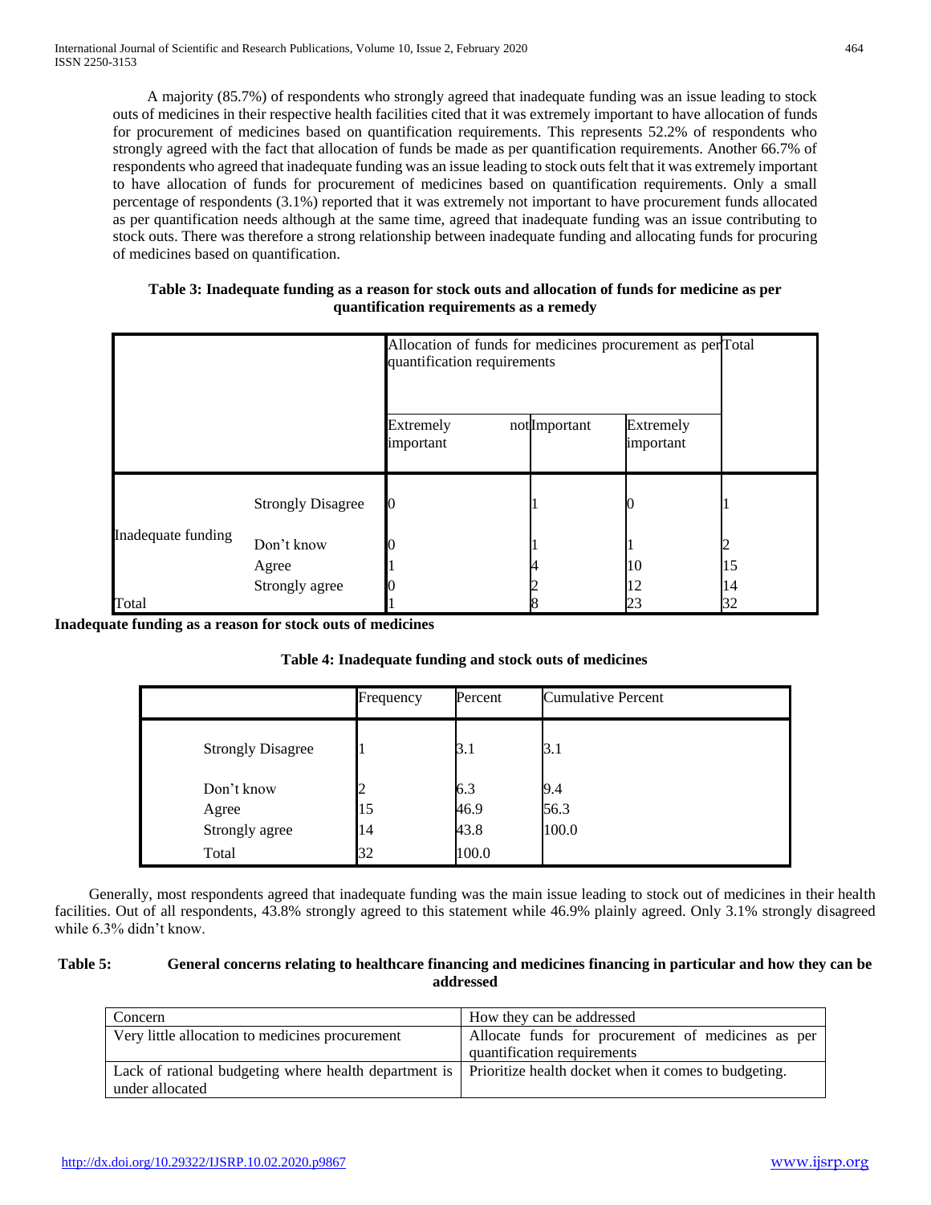A majority (85.7%) of respondents who strongly agreed that inadequate funding was an issue leading to stock outs of medicines in their respective health facilities cited that it was extremely important to have allocation of funds for procurement of medicines based on quantification requirements. This represents 52.2% of respondents who strongly agreed with the fact that allocation of funds be made as per quantification requirements. Another 66.7% of respondents who agreed that inadequate funding was an issue leading to stock outs felt that it was extremely important to have allocation of funds for procurement of medicines based on quantification requirements. Only a small percentage of respondents (3.1%) reported that it was extremely not important to have procurement funds allocated as per quantification needs although at the same time, agreed that inadequate funding was an issue contributing to stock outs. There was therefore a strong relationship between inadequate funding and allocating funds for procuring of medicines based on quantification.

**Table 3: Inadequate funding as a reason for stock outs and allocation of funds for medicine as per quantification requirements as a remedy**

| | | Allocation of funds for medicines procurement as per quantification requirements | | | Total |
|---|---|---|---|---|---|
| | | Extremely not important | Important | Extremely important | |
| Inadequate funding | Strongly Disagree | 0 | 1 | 0 | 1 |
| | Don't know | 0 | 1 | 1 | 2 |
| | Agree | 1 | 4 | 10 | 15 |
| | Strongly agree | 0 | 2 | 12 | 14 |
| Total | | 1 | 8 | 23 | 32 |

**Inadequate funding as a reason for stock outs of medicines**

**Table 4: Inadequate funding and stock outs of medicines**

| | Frequency | Percent | Cumulative Percent |
|---|---|---|---|
| Strongly Disagree | 1 | 3.1 | 3.1 |
| Don't know | 2 | 6.3 | 9.4 |
| Agree | 15 | 46.9 | 56.3 |
| Strongly agree | 14 | 43.8 | 100.0 |
| Total | 32 | 100.0 | |

Generally, most respondents agreed that inadequate funding was the main issue leading to stock out of medicines in their health facilities. Out of all respondents, 43.8% strongly agreed to this statement while 46.9% plainly agreed. Only 3.1% strongly disagreed while 6.3% didn't know.

**Table 5: General concerns relating to healthcare financing and medicines financing in particular and how they can be addressed**

| Concern | How they can be addressed |
|---|---|
| Very little allocation to medicines procurement | Allocate funds for procurement of medicines as per quantification requirements |
| Lack of rational budgeting where health department is under allocated | Prioritize health docket when it comes to budgeting. |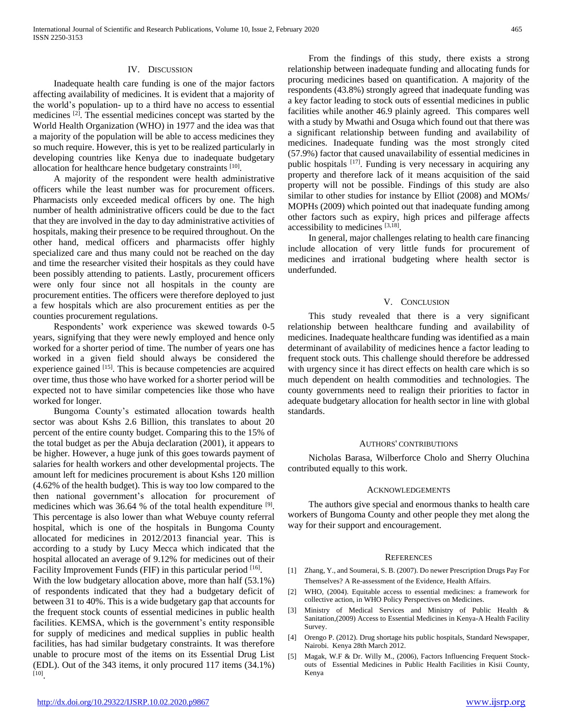## IV. Discussion

Inadequate health care funding is one of the major factors affecting availability of medicines. It is evident that a majority of the world's population- up to a third have no access to essential medicines [2]. The essential medicines concept was started by the World Health Organization (WHO) in 1977 and the idea was that a majority of the population will be able to access medicines they so much require. However, this is yet to be realized particularly in developing countries like Kenya due to inadequate budgetary allocation for healthcare hence budgetary constraints [10].

A majority of the respondent were health administrative officers while the least number was for procurement officers. Pharmacists only exceeded medical officers by one. The high number of health administrative officers could be due to the fact that they are involved in the day to day administrative activities of hospitals, making their presence to be required throughout. On the other hand, medical officers and pharmacists offer highly specialized care and thus many could not be reached on the day and time the researcher visited their hospitals as they could have been possibly attending to patients. Lastly, procurement officers were only four since not all hospitals in the county are procurement entities. The officers were therefore deployed to just a few hospitals which are also procurement entities as per the counties procurement regulations.

Respondents' work experience was skewed towards 0-5 years, signifying that they were newly employed and hence only worked for a shorter period of time. The number of years one has worked in a given field should always be considered the experience gained [15]. This is because competencies are acquired over time, thus those who have worked for a shorter period will be expected not to have similar competencies like those who have worked for longer.

Bungoma County's estimated allocation towards health sector was about Kshs 2.6 Billion, this translates to about 20 percent of the entire county budget. Comparing this to the 15% of the total budget as per the Abuja declaration (2001), it appears to be higher. However, a huge junk of this goes towards payment of salaries for health workers and other developmental projects. The amount left for medicines procurement is about Kshs 120 million (4.62% of the health budget). This is way too low compared to the then national government's allocation for procurement of medicines which was 36.64 % of the total health expenditure [9]. This percentage is also lower than what Webuye county referral hospital, which is one of the hospitals in Bungoma County allocated for medicines in 2012/2013 financial year. This is according to a study by Lucy Mecca which indicated that the hospital allocated an average of 9.12% for medicines out of their Facility Improvement Funds (FIF) in this particular period [16].

With the low budgetary allocation above, more than half (53.1%) of respondents indicated that they had a budgetary deficit of between 31 to 40%. This is a wide budgetary gap that accounts for the frequent stock counts of essential medicines in public health facilities. KEMSA, which is the government's entity responsible for supply of medicines and medical supplies in public health facilities, has had similar budgetary constraints. It was therefore unable to procure most of the items on its Essential Drug List (EDL). Out of the 343 items, it only procured 117 items (34.1%) [10].

From the findings of this study, there exists a strong relationship between inadequate funding and allocating funds for procuring medicines based on quantification. A majority of the respondents (43.8%) strongly agreed that inadequate funding was a key factor leading to stock outs of essential medicines in public facilities while another 46.9 plainly agreed. This compares well with a study by Mwathi and Osuga which found out that there was a significant relationship between funding and availability of medicines. Inadequate funding was the most strongly cited (57.9%) factor that caused unavailability of essential medicines in public hospitals [17]. Funding is very necessary in acquiring any property and therefore lack of it means acquisition of the said property will not be possible. Findings of this study are also similar to other studies for instance by Elliot (2008) and MOMs/ MOPHs (2009) which pointed out that inadequate funding among other factors such as expiry, high prices and pilferage affects accessibility to medicines [3,18].

In general, major challenges relating to health care financing include allocation of very little funds for procurement of medicines and irrational budgeting where health sector is underfunded.

## V. Conclusion

This study revealed that there is a very significant relationship between healthcare funding and availability of medicines. Inadequate healthcare funding was identified as a main determinant of availability of medicines hence a factor leading to frequent stock outs. This challenge should therefore be addressed with urgency since it has direct effects on health care which is so much dependent on health commodities and technologies. The county governments need to realign their priorities to factor in adequate budgetary allocation for health sector in line with global standards.

## Authors' Contributions

Nicholas Barasa, Wilberforce Cholo and Sherry Oluchina contributed equally to this work.

## Acknowledgements

The authors give special and enormous thanks to health care workers of Bungoma County and other people they met along the way for their support and encouragement.

## References

[1] Zhang, Y., and Soumerai, S. B. (2007). Do newer Prescription Drugs Pay For Themselves? A Re-assessment of the Evidence, Health Affairs.

[2] WHO, (2004). Equitable access to essential medicines: a framework for collective action, in WHO Policy Perspectives on Medicines.

[3] Ministry of Medical Services and Ministry of Public Health & Sanitation,(2009) Access to Essential Medicines in Kenya-A Health Facility Survey.

[4] Orengo P. (2012). Drug shortage hits public hospitals, Standard Newspaper, Nairobi. Kenya 28th March 2012.

[5] Magak, W.F & Dr. Willy M., (2006), Factors Influencing Frequent Stock-outs of Essential Medicines in Public Health Facilities in Kisii County, Kenya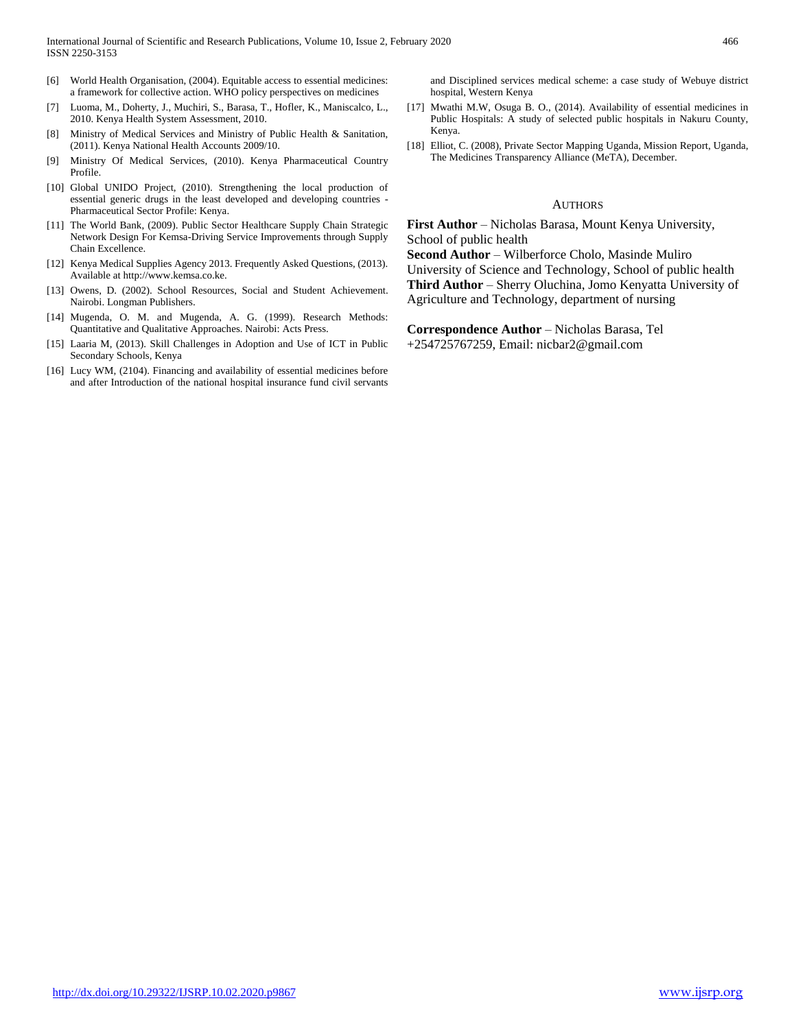[6] World Health Organisation, (2004). Equitable access to essential medicines: a framework for collective action. WHO policy perspectives on medicines

[7] Luoma, M., Doherty, J., Muchiri, S., Barasa, T., Hofler, K., Maniscalco, L., 2010. Kenya Health System Assessment, 2010.

[8] Ministry of Medical Services and Ministry of Public Health & Sanitation, (2011). Kenya National Health Accounts 2009/10.

[9] Ministry Of Medical Services, (2010). Kenya Pharmaceutical Country Profile.

[10] Global UNIDO Project, (2010). Strengthening the local production of essential generic drugs in the least developed and developing countries - Pharmaceutical Sector Profile: Kenya.

[11] The World Bank, (2009). Public Sector Healthcare Supply Chain Strategic Network Design For Kemsa-Driving Service Improvements through Supply Chain Excellence.

[12] Kenya Medical Supplies Agency 2013. Frequently Asked Questions, (2013). Available at http://www.kemsa.co.ke.

[13] Owens, D. (2002). School Resources, Social and Student Achievement. Nairobi. Longman Publishers.

[14] Mugenda, O. M. and Mugenda, A. G. (1999). Research Methods: Quantitative and Qualitative Approaches. Nairobi: Acts Press.

[15] Laaria M, (2013). Skill Challenges in Adoption and Use of ICT in Public Secondary Schools, Kenya

[16] Lucy WM, (2104). Financing and availability of essential medicines before and after Introduction of the national hospital insurance fund civil servants and Disciplined services medical scheme: a case study of Webuye district hospital, Western Kenya

[17] Mwathi M.W, Osuga B. O., (2014). Availability of essential medicines in Public Hospitals: A study of selected public hospitals in Nakuru County, Kenya.

[18] Elliot, C. (2008), Private Sector Mapping Uganda, Mission Report, Uganda, The Medicines Transparency Alliance (MeTA), December.

## AUTHORS

**First Author** – Nicholas Barasa, Mount Kenya University, School of public health

**Second Author** – Wilberforce Cholo, Masinde Muliro University of Science and Technology, School of public health

**Third Author** – Sherry Oluchina, Jomo Kenyatta University of Agriculture and Technology, department of nursing

**Correspondence Author** – Nicholas Barasa, Tel +254725767259, Email: nicbar2@gmail.com